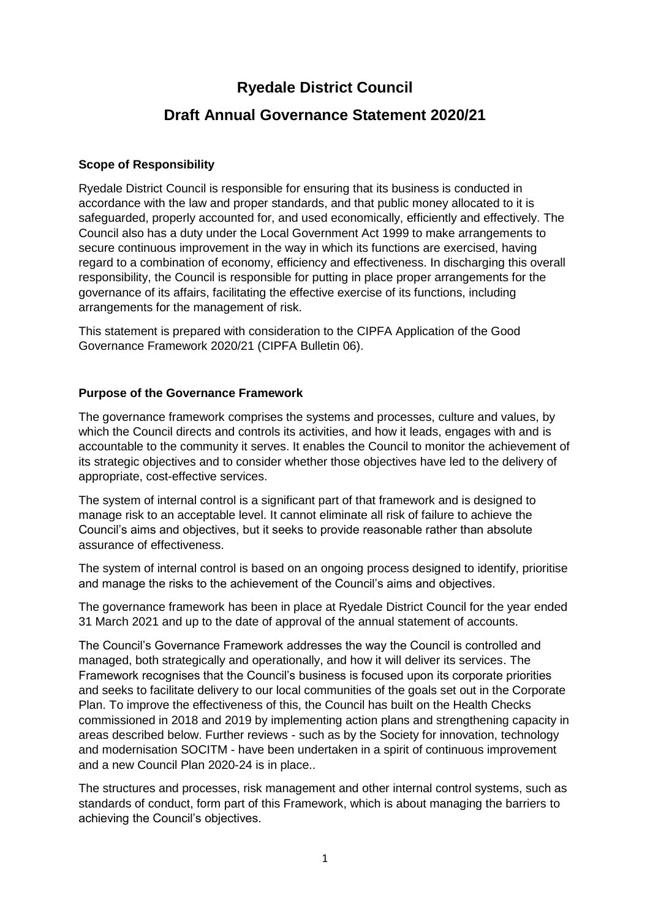# Ryedale District Council

## Draft Annual Governance Statement 2020/21

### Scope of Responsibility

Ryedale District Council is responsible for ensuring that its business is conducted in accordance with the law and proper standards, and that public money allocated to it is safeguarded, properly accounted for, and used economically, efficiently and effectively. The Council also has a duty under the Local Government Act 1999 to make arrangements to secure continuous improvement in the way in which its functions are exercised, having regard to a combination of economy, efficiency and effectiveness. In discharging this overall responsibility, the Council is responsible for putting in place proper arrangements for the governance of its affairs, facilitating the effective exercise of its functions, including arrangements for the management of risk.

This statement is prepared with consideration to the CIPFA Application of the Good Governance Framework 2020/21 (CIPFA Bulletin 06).

### Purpose of the Governance Framework

The governance framework comprises the systems and processes, culture and values, by which the Council directs and controls its activities, and how it leads, engages with and is accountable to the community it serves. It enables the Council to monitor the achievement of its strategic objectives and to consider whether those objectives have led to the delivery of appropriate, cost-effective services.

The system of internal control is a significant part of that framework and is designed to manage risk to an acceptable level. It cannot eliminate all risk of failure to achieve the Council's aims and objectives, but it seeks to provide reasonable rather than absolute assurance of effectiveness.

The system of internal control is based on an ongoing process designed to identify, prioritise and manage the risks to the achievement of the Council's aims and objectives.

The governance framework has been in place at Ryedale District Council for the year ended 31 March 2021 and up to the date of approval of the annual statement of accounts.

The Council's Governance Framework addresses the way the Council is controlled and managed, both strategically and operationally, and how it will deliver its services. The Framework recognises that the Council's business is focused upon its corporate priorities and seeks to facilitate delivery to our local communities of the goals set out in the Corporate Plan. To improve the effectiveness of this, the Council has built on the Health Checks commissioned in 2018 and 2019 by implementing action plans and strengthening capacity in areas described below. Further reviews - such as by the Society for innovation, technology and modernisation SOCITM - have been undertaken in a spirit of continuous improvement and a new Council Plan 2020-24 is in place..

The structures and processes, risk management and other internal control systems, such as standards of conduct, form part of this Framework, which is about managing the barriers to achieving the Council's objectives.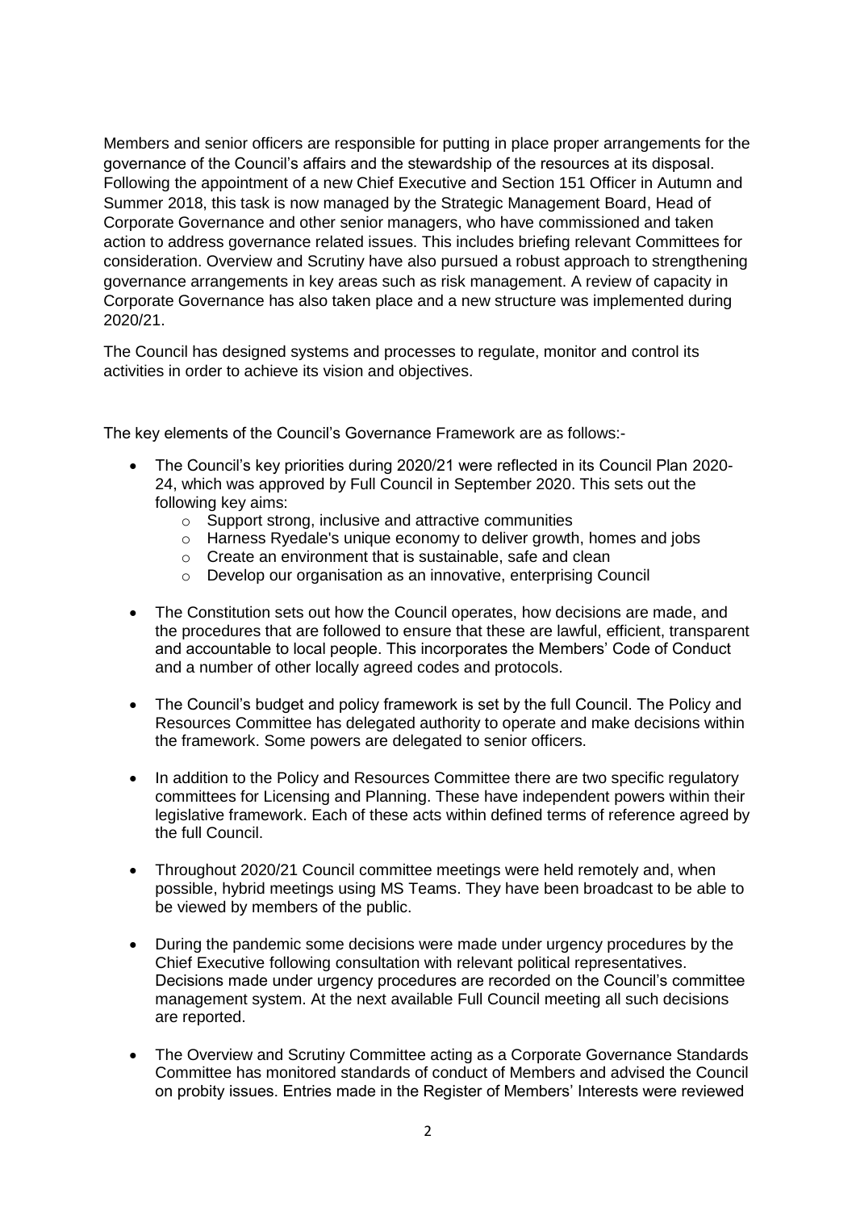Members and senior officers are responsible for putting in place proper arrangements for the governance of the Council's affairs and the stewardship of the resources at its disposal. Following the appointment of a new Chief Executive and Section 151 Officer in Autumn and Summer 2018, this task is now managed by the Strategic Management Board, Head of Corporate Governance and other senior managers, who have commissioned and taken action to address governance related issues. This includes briefing relevant Committees for consideration. Overview and Scrutiny have also pursued a robust approach to strengthening governance arrangements in key areas such as risk management. A review of capacity in Corporate Governance has also taken place and a new structure was implemented during 2020/21.

The Council has designed systems and processes to regulate, monitor and control its activities in order to achieve its vision and objectives.

The key elements of the Council's Governance Framework are as follows:-

- The Council's key priorities during 2020/21 were reflected in its Council Plan 2020-24, which was approved by Full Council in September 2020. This sets out the following key aims:
  - Support strong, inclusive and attractive communities
  - Harness Ryedale's unique economy to deliver growth, homes and jobs
  - Create an environment that is sustainable, safe and clean
  - Develop our organisation as an innovative, enterprising Council
- The Constitution sets out how the Council operates, how decisions are made, and the procedures that are followed to ensure that these are lawful, efficient, transparent and accountable to local people. This incorporates the Members' Code of Conduct and a number of other locally agreed codes and protocols.
- The Council's budget and policy framework is set by the full Council. The Policy and Resources Committee has delegated authority to operate and make decisions within the framework. Some powers are delegated to senior officers.
- In addition to the Policy and Resources Committee there are two specific regulatory committees for Licensing and Planning. These have independent powers within their legislative framework. Each of these acts within defined terms of reference agreed by the full Council.
- Throughout 2020/21 Council committee meetings were held remotely and, when possible, hybrid meetings using MS Teams. They have been broadcast to be able to be viewed by members of the public.
- During the pandemic some decisions were made under urgency procedures by the Chief Executive following consultation with relevant political representatives. Decisions made under urgency procedures are recorded on the Council's committee management system. At the next available Full Council meeting all such decisions are reported.
- The Overview and Scrutiny Committee acting as a Corporate Governance Standards Committee has monitored standards of conduct of Members and advised the Council on probity issues. Entries made in the Register of Members' Interests were reviewed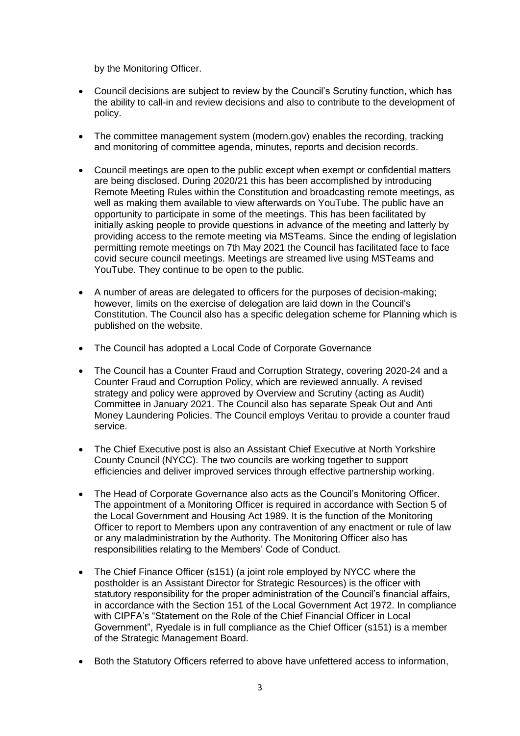by the Monitoring Officer.

- Council decisions are subject to review by the Council's Scrutiny function, which has the ability to call-in and review decisions and also to contribute to the development of policy.

- The committee management system (modern.gov) enables the recording, tracking and monitoring of committee agenda, minutes, reports and decision records.

- Council meetings are open to the public except when exempt or confidential matters are being disclosed. During 2020/21 this has been accomplished by introducing Remote Meeting Rules within the Constitution and broadcasting remote meetings, as well as making them available to view afterwards on YouTube. The public have an opportunity to participate in some of the meetings. This has been facilitated by initially asking people to provide questions in advance of the meeting and latterly by providing access to the remote meeting via MSTeams. Since the ending of legislation permitting remote meetings on 7th May 2021 the Council has facilitated face to face covid secure council meetings. Meetings are streamed live using MSTeams and YouTube. They continue to be open to the public.

- A number of areas are delegated to officers for the purposes of decision-making; however, limits on the exercise of delegation are laid down in the Council's Constitution. The Council also has a specific delegation scheme for Planning which is published on the website.

- The Council has adopted a Local Code of Corporate Governance

- The Council has a Counter Fraud and Corruption Strategy, covering 2020-24 and a Counter Fraud and Corruption Policy, which are reviewed annually. A revised strategy and policy were approved by Overview and Scrutiny (acting as Audit) Committee in January 2021. The Council also has separate Speak Out and Anti Money Laundering Policies. The Council employs Veritau to provide a counter fraud service.

- The Chief Executive post is also an Assistant Chief Executive at North Yorkshire County Council (NYCC). The two councils are working together to support efficiencies and deliver improved services through effective partnership working.

- The Head of Corporate Governance also acts as the Council's Monitoring Officer. The appointment of a Monitoring Officer is required in accordance with Section 5 of the Local Government and Housing Act 1989. It is the function of the Monitoring Officer to report to Members upon any contravention of any enactment or rule of law or any maladministration by the Authority. The Monitoring Officer also has responsibilities relating to the Members' Code of Conduct.

- The Chief Finance Officer (s151) (a joint role employed by NYCC where the postholder is an Assistant Director for Strategic Resources) is the officer with statutory responsibility for the proper administration of the Council's financial affairs, in accordance with the Section 151 of the Local Government Act 1972. In compliance with CIPFA's "Statement on the Role of the Chief Financial Officer in Local Government", Ryedale is in full compliance as the Chief Officer (s151) is a member of the Strategic Management Board.

- Both the Statutory Officers referred to above have unfettered access to information,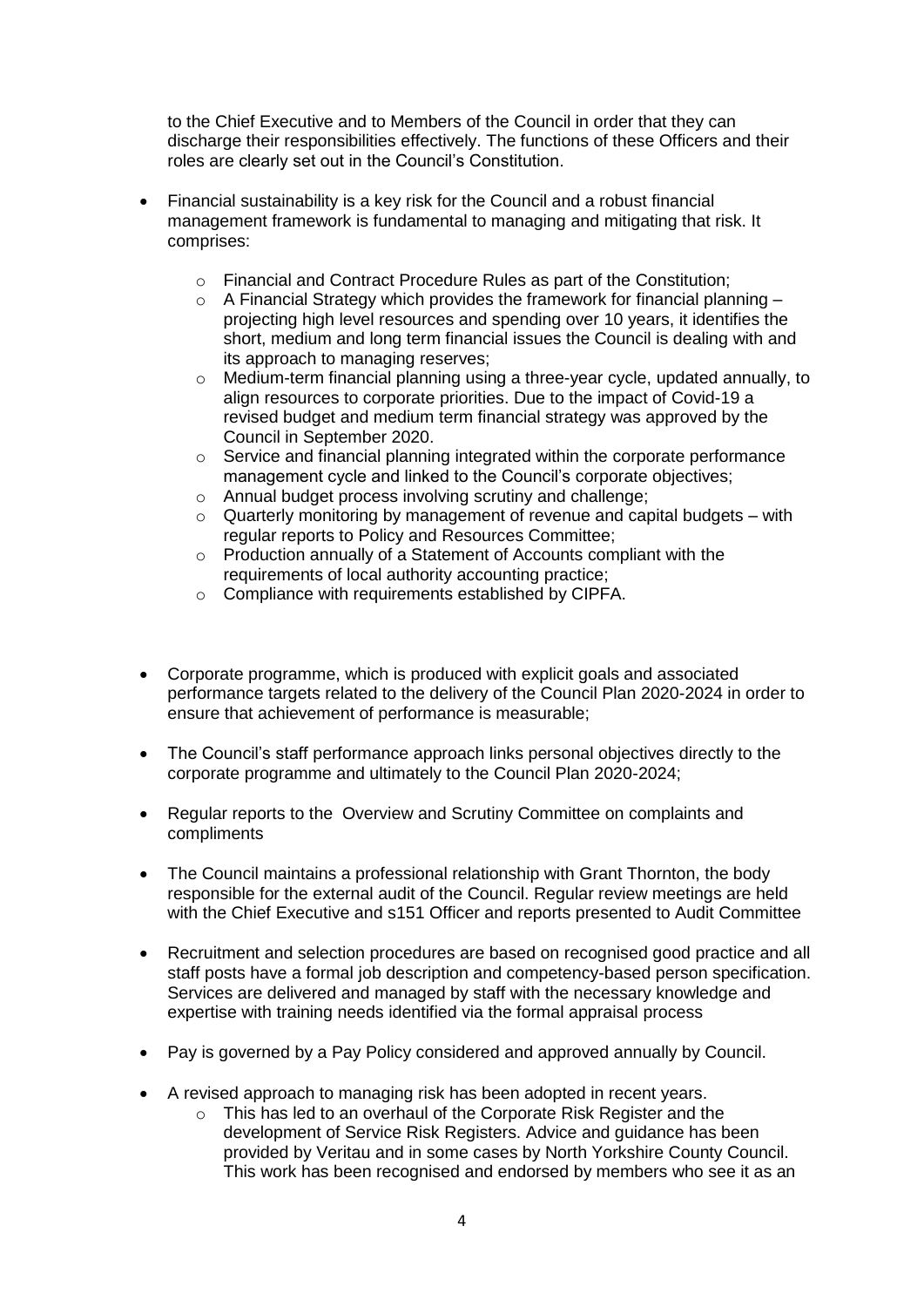to the Chief Executive and to Members of the Council in order that they can discharge their responsibilities effectively. The functions of these Officers and their roles are clearly set out in the Council's Constitution.

- Financial sustainability is a key risk for the Council and a robust financial management framework is fundamental to managing and mitigating that risk. It comprises:
    - Financial and Contract Procedure Rules as part of the Constitution;
    - A Financial Strategy which provides the framework for financial planning – projecting high level resources and spending over 10 years, it identifies the short, medium and long term financial issues the Council is dealing with and its approach to managing reserves;
    - Medium-term financial planning using a three-year cycle, updated annually, to align resources to corporate priorities. Due to the impact of Covid-19 a revised budget and medium term financial strategy was approved by the Council in September 2020.
    - Service and financial planning integrated within the corporate performance management cycle and linked to the Council's corporate objectives;
    - Annual budget process involving scrutiny and challenge;
    - Quarterly monitoring by management of revenue and capital budgets – with regular reports to Policy and Resources Committee;
    - Production annually of a Statement of Accounts compliant with the requirements of local authority accounting practice;
    - Compliance with requirements established by CIPFA.

- Corporate programme, which is produced with explicit goals and associated performance targets related to the delivery of the Council Plan 2020-2024 in order to ensure that achievement of performance is measurable;

- The Council's staff performance approach links personal objectives directly to the corporate programme and ultimately to the Council Plan 2020-2024;

- Regular reports to the Overview and Scrutiny Committee on complaints and compliments

- The Council maintains a professional relationship with Grant Thornton, the body responsible for the external audit of the Council. Regular review meetings are held with the Chief Executive and s151 Officer and reports presented to Audit Committee

- Recruitment and selection procedures are based on recognised good practice and all staff posts have a formal job description and competency-based person specification. Services are delivered and managed by staff with the necessary knowledge and expertise with training needs identified via the formal appraisal process

- Pay is governed by a Pay Policy considered and approved annually by Council.

- A revised approach to managing risk has been adopted in recent years.
    - This has led to an overhaul of the Corporate Risk Register and the development of Service Risk Registers. Advice and guidance has been provided by Veritau and in some cases by North Yorkshire County Council. This work has been recognised and endorsed by members who see it as an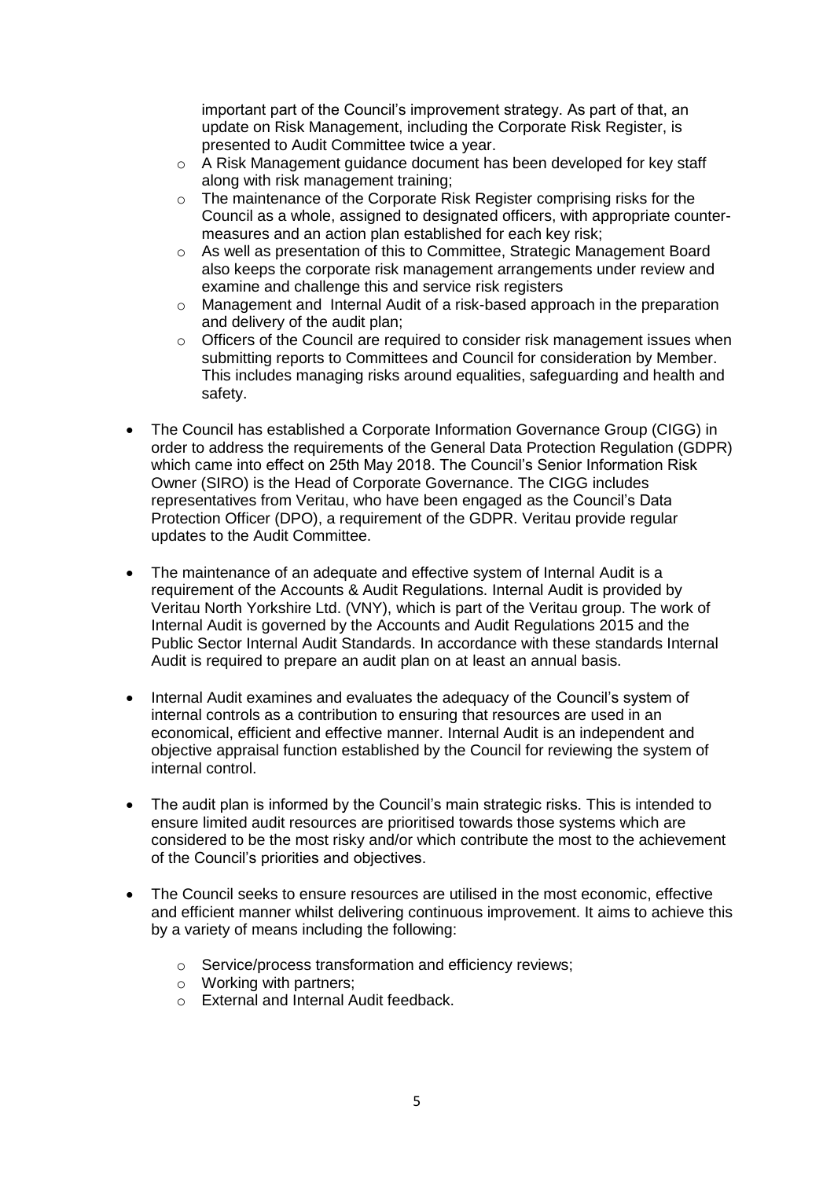important part of the Council's improvement strategy. As part of that, an update on Risk Management, including the Corporate Risk Register, is presented to Audit Committee twice a year.

  - A Risk Management guidance document has been developed for key staff along with risk management training;
  - The maintenance of the Corporate Risk Register comprising risks for the Council as a whole, assigned to designated officers, with appropriate counter-measures and an action plan established for each key risk;
  - As well as presentation of this to Committee, Strategic Management Board also keeps the corporate risk management arrangements under review and examine and challenge this and service risk registers
  - Management and Internal Audit of a risk-based approach in the preparation and delivery of the audit plan;
  - Officers of the Council are required to consider risk management issues when submitting reports to Committees and Council for consideration by Member. This includes managing risks around equalities, safeguarding and health and safety.

- The Council has established a Corporate Information Governance Group (CIGG) in order to address the requirements of the General Data Protection Regulation (GDPR) which came into effect on 25th May 2018. The Council's Senior Information Risk Owner (SIRO) is the Head of Corporate Governance. The CIGG includes representatives from Veritau, who have been engaged as the Council's Data Protection Officer (DPO), a requirement of the GDPR. Veritau provide regular updates to the Audit Committee.

- The maintenance of an adequate and effective system of Internal Audit is a requirement of the Accounts & Audit Regulations. Internal Audit is provided by Veritau North Yorkshire Ltd. (VNY), which is part of the Veritau group. The work of Internal Audit is governed by the Accounts and Audit Regulations 2015 and the Public Sector Internal Audit Standards. In accordance with these standards Internal Audit is required to prepare an audit plan on at least an annual basis.

- Internal Audit examines and evaluates the adequacy of the Council's system of internal controls as a contribution to ensuring that resources are used in an economical, efficient and effective manner. Internal Audit is an independent and objective appraisal function established by the Council for reviewing the system of internal control.

- The audit plan is informed by the Council's main strategic risks. This is intended to ensure limited audit resources are prioritised towards those systems which are considered to be the most risky and/or which contribute the most to the achievement of the Council's priorities and objectives.

- The Council seeks to ensure resources are utilised in the most economic, effective and efficient manner whilst delivering continuous improvement. It aims to achieve this by a variety of means including the following:

  - Service/process transformation and efficiency reviews;
  - Working with partners;
  - External and Internal Audit feedback.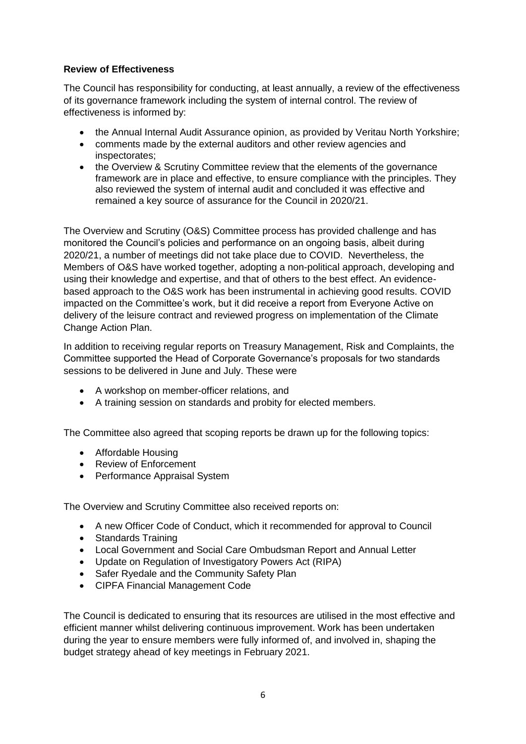**Review of Effectiveness**

The Council has responsibility for conducting, at least annually, a review of the effectiveness of its governance framework including the system of internal control. The review of effectiveness is informed by:

- the Annual Internal Audit Assurance opinion, as provided by Veritau North Yorkshire;
- comments made by the external auditors and other review agencies and inspectorates;
- the Overview & Scrutiny Committee review that the elements of the governance framework are in place and effective, to ensure compliance with the principles. They also reviewed the system of internal audit and concluded it was effective and remained a key source of assurance for the Council in 2020/21.

The Overview and Scrutiny (O&S) Committee process has provided challenge and has monitored the Council's policies and performance on an ongoing basis, albeit during 2020/21, a number of meetings did not take place due to COVID. Nevertheless, the Members of O&S have worked together, adopting a non-political approach, developing and using their knowledge and expertise, and that of others to the best effect. An evidence-based approach to the O&S work has been instrumental in achieving good results. COVID impacted on the Committee's work, but it did receive a report from Everyone Active on delivery of the leisure contract and reviewed progress on implementation of the Climate Change Action Plan.

In addition to receiving regular reports on Treasury Management, Risk and Complaints, the Committee supported the Head of Corporate Governance's proposals for two standards sessions to be delivered in June and July. These were

- A workshop on member-officer relations, and
- A training session on standards and probity for elected members.

The Committee also agreed that scoping reports be drawn up for the following topics:

- Affordable Housing
- Review of Enforcement
- Performance Appraisal System

The Overview and Scrutiny Committee also received reports on:

- A new Officer Code of Conduct, which it recommended for approval to Council
- Standards Training
- Local Government and Social Care Ombudsman Report and Annual Letter
- Update on Regulation of Investigatory Powers Act (RIPA)
- Safer Ryedale and the Community Safety Plan
- CIPFA Financial Management Code

The Council is dedicated to ensuring that its resources are utilised in the most effective and efficient manner whilst delivering continuous improvement. Work has been undertaken during the year to ensure members were fully informed of, and involved in, shaping the budget strategy ahead of key meetings in February 2021.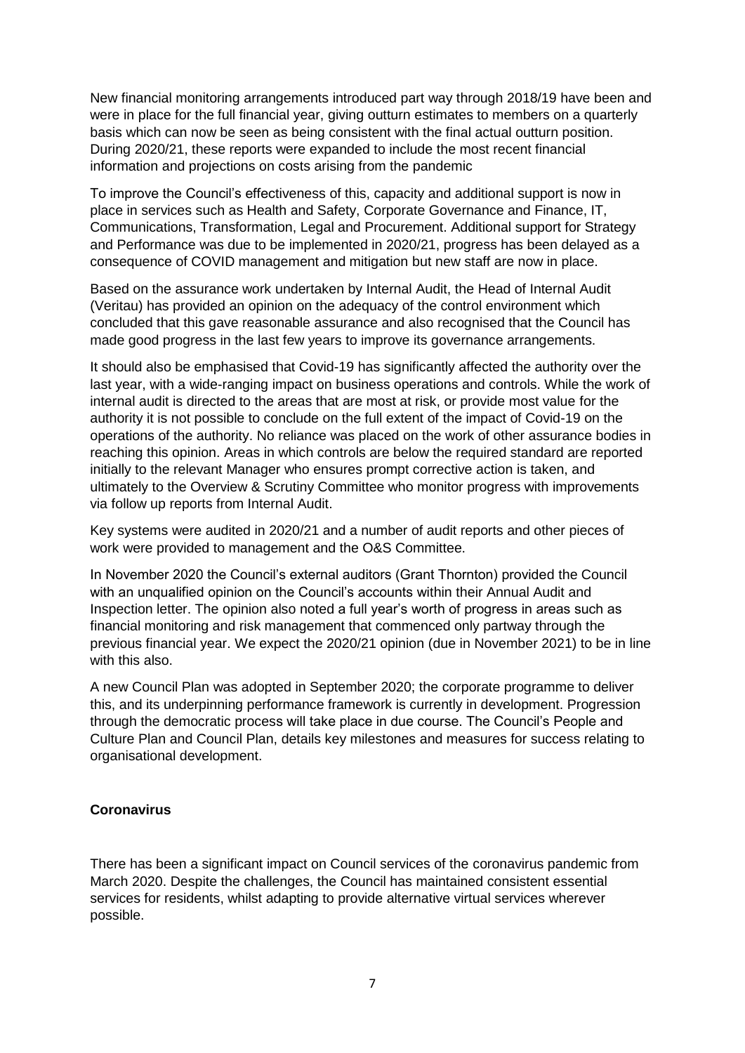New financial monitoring arrangements introduced part way through 2018/19 have been and were in place for the full financial year, giving outturn estimates to members on a quarterly basis which can now be seen as being consistent with the final actual outturn position. During 2020/21, these reports were expanded to include the most recent financial information and projections on costs arising from the pandemic

To improve the Council's effectiveness of this, capacity and additional support is now in place in services such as Health and Safety, Corporate Governance and Finance, IT, Communications, Transformation, Legal and Procurement. Additional support for Strategy and Performance was due to be implemented in 2020/21, progress has been delayed as a consequence of COVID management and mitigation but new staff are now in place.

Based on the assurance work undertaken by Internal Audit, the Head of Internal Audit (Veritau) has provided an opinion on the adequacy of the control environment which concluded that this gave reasonable assurance and also recognised that the Council has made good progress in the last few years to improve its governance arrangements.

It should also be emphasised that Covid-19 has significantly affected the authority over the last year, with a wide-ranging impact on business operations and controls. While the work of internal audit is directed to the areas that are most at risk, or provide most value for the authority it is not possible to conclude on the full extent of the impact of Covid-19 on the operations of the authority. No reliance was placed on the work of other assurance bodies in reaching this opinion. Areas in which controls are below the required standard are reported initially to the relevant Manager who ensures prompt corrective action is taken, and ultimately to the Overview & Scrutiny Committee who monitor progress with improvements via follow up reports from Internal Audit.

Key systems were audited in 2020/21 and a number of audit reports and other pieces of work were provided to management and the O&S Committee.

In November 2020 the Council's external auditors (Grant Thornton) provided the Council with an unqualified opinion on the Council's accounts within their Annual Audit and Inspection letter. The opinion also noted a full year's worth of progress in areas such as financial monitoring and risk management that commenced only partway through the previous financial year. We expect the 2020/21 opinion (due in November 2021) to be in line with this also.

A new Council Plan was adopted in September 2020; the corporate programme to deliver this, and its underpinning performance framework is currently in development. Progression through the democratic process will take place in due course. The Council's People and Culture Plan and Council Plan, details key milestones and measures for success relating to organisational development.

**Coronavirus**

There has been a significant impact on Council services of the coronavirus pandemic from March 2020. Despite the challenges, the Council has maintained consistent essential services for residents, whilst adapting to provide alternative virtual services wherever possible.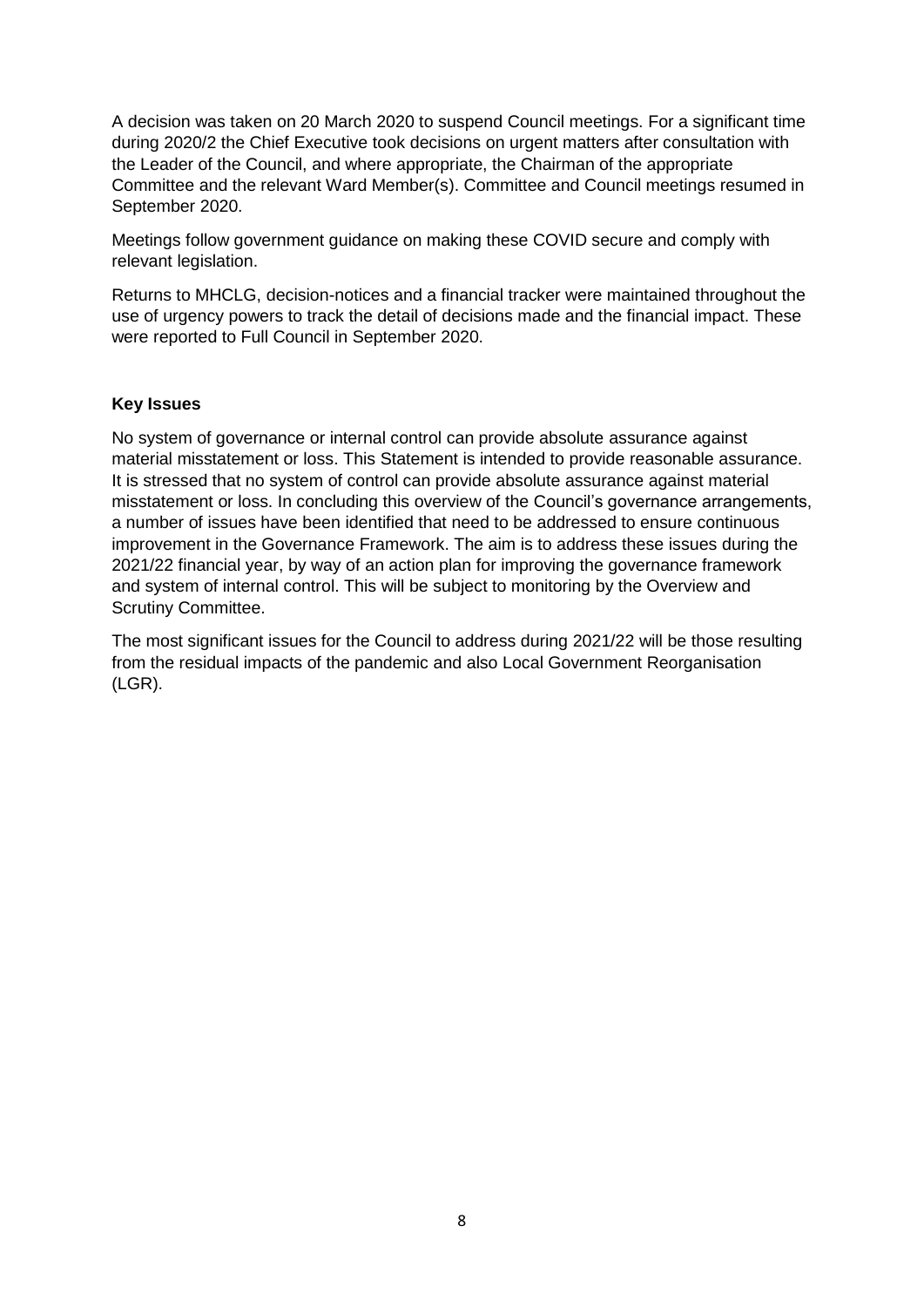A decision was taken on 20 March 2020 to suspend Council meetings. For a significant time during 2020/2 the Chief Executive took decisions on urgent matters after consultation with the Leader of the Council, and where appropriate, the Chairman of the appropriate Committee and the relevant Ward Member(s). Committee and Council meetings resumed in September 2020.

Meetings follow government guidance on making these COVID secure and comply with relevant legislation.

Returns to MHCLG, decision-notices and a financial tracker were maintained throughout the use of urgency powers to track the detail of decisions made and the financial impact. These were reported to Full Council in September 2020.

**Key Issues**

No system of governance or internal control can provide absolute assurance against material misstatement or loss. This Statement is intended to provide reasonable assurance. It is stressed that no system of control can provide absolute assurance against material misstatement or loss. In concluding this overview of the Council's governance arrangements, a number of issues have been identified that need to be addressed to ensure continuous improvement in the Governance Framework. The aim is to address these issues during the 2021/22 financial year, by way of an action plan for improving the governance framework and system of internal control. This will be subject to monitoring by the Overview and Scrutiny Committee.

The most significant issues for the Council to address during 2021/22 will be those resulting from the residual impacts of the pandemic and also Local Government Reorganisation (LGR).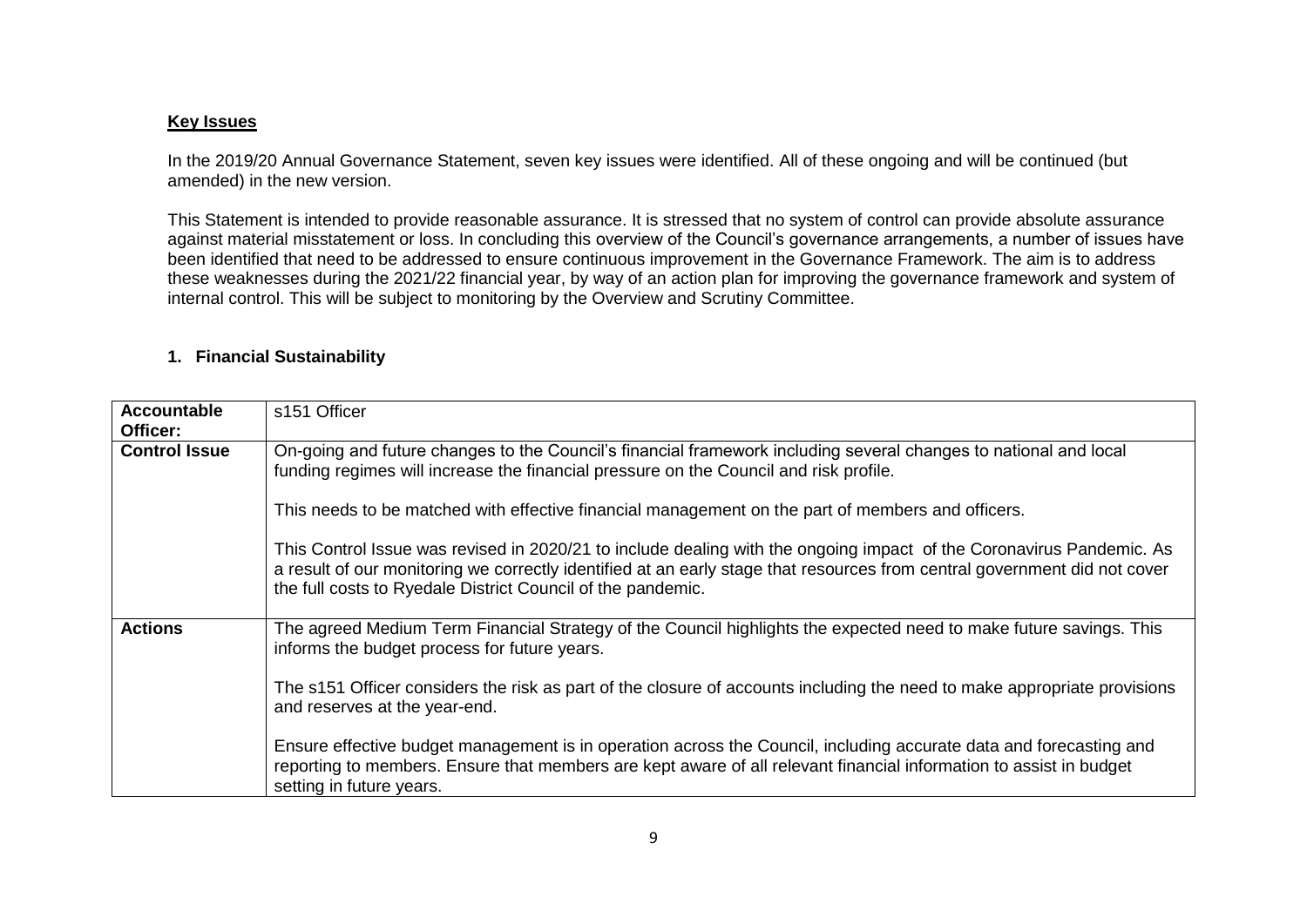## Key Issues

In the 2019/20 Annual Governance Statement, seven key issues were identified. All of these ongoing and will be continued (but amended) in the new version.

This Statement is intended to provide reasonable assurance. It is stressed that no system of control can provide absolute assurance against material misstatement or loss. In concluding this overview of the Council's governance arrangements, a number of issues have been identified that need to be addressed to ensure continuous improvement in the Governance Framework. The aim is to address these weaknesses during the 2021/22 financial year, by way of an action plan for improving the governance framework and system of internal control. This will be subject to monitoring by the Overview and Scrutiny Committee.

### 1. Financial Sustainability

| **Accountable Officer:** | s151 Officer |
|---|---|
| **Control Issue** | On-going and future changes to the Council's financial framework including several changes to national and local funding regimes will increase the financial pressure on the Council and risk profile.<br><br>This needs to be matched with effective financial management on the part of members and officers.<br><br>This Control Issue was revised in 2020/21 to include dealing with the ongoing impact of the Coronavirus Pandemic. As a result of our monitoring we correctly identified at an early stage that resources from central government did not cover the full costs to Ryedale District Council of the pandemic. |
| **Actions** | The agreed Medium Term Financial Strategy of the Council highlights the expected need to make future savings. This informs the budget process for future years.<br><br>The s151 Officer considers the risk as part of the closure of accounts including the need to make appropriate provisions and reserves at the year-end.<br><br>Ensure effective budget management is in operation across the Council, including accurate data and forecasting and reporting to members. Ensure that members are kept aware of all relevant financial information to assist in budget setting in future years. |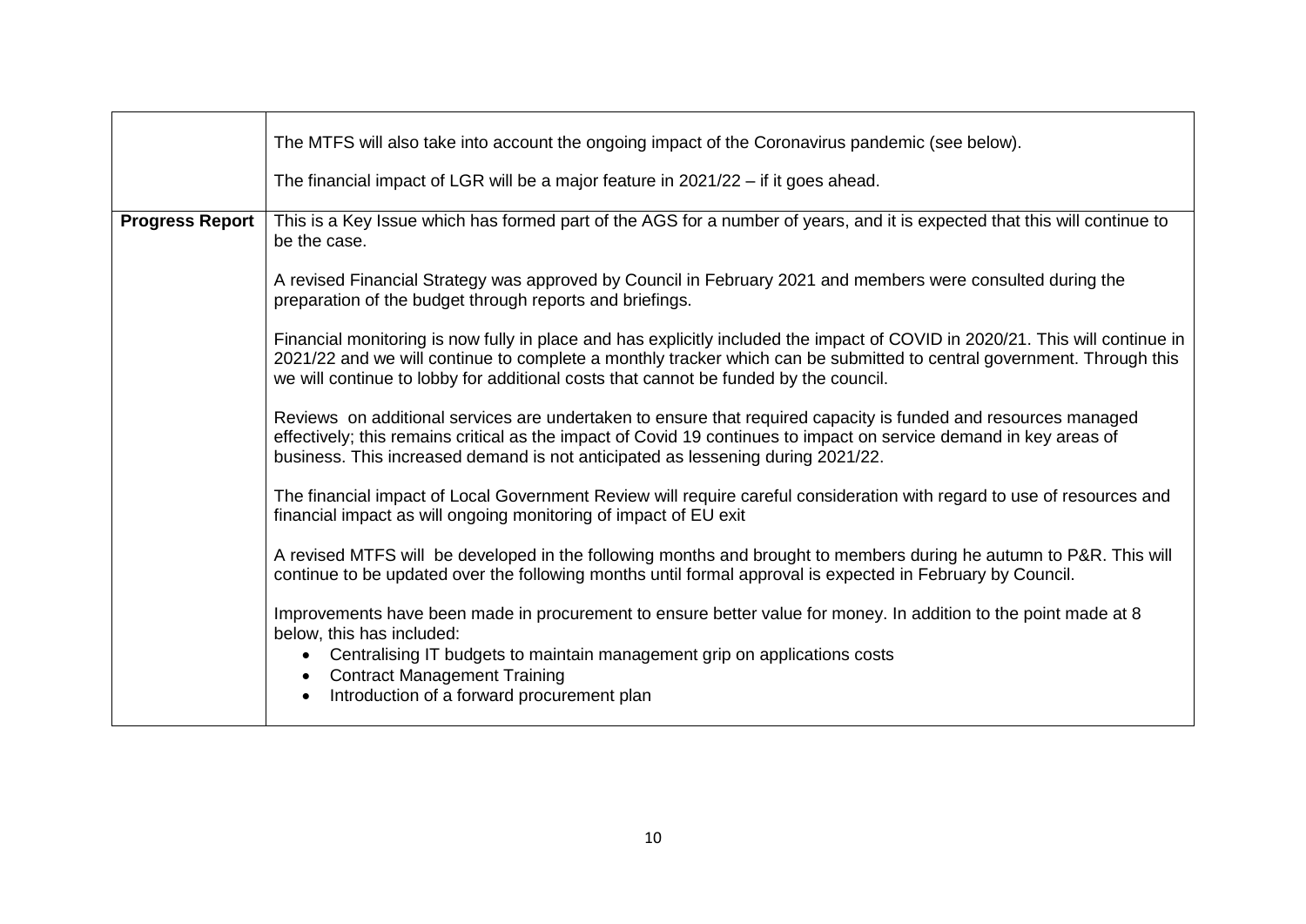| | |
|---|---|
| | The MTFS will also take into account the ongoing impact of the Coronavirus pandemic (see below).<br><br>The financial impact of LGR will be a major feature in 2021/22 – if it goes ahead. |
| **Progress Report** | This is a Key Issue which has formed part of the AGS for a number of years, and it is expected that this will continue to be the case.<br><br>A revised Financial Strategy was approved by Council in February 2021 and members were consulted during the preparation of the budget through reports and briefings.<br><br>Financial monitoring is now fully in place and has explicitly included the impact of COVID in 2020/21. This will continue in 2021/22 and we will continue to complete a monthly tracker which can be submitted to central government. Through this we will continue to lobby for additional costs that cannot be funded by the council.<br><br>Reviews on additional services are undertaken to ensure that required capacity is funded and resources managed effectively; this remains critical as the impact of Covid 19 continues to impact on service demand in key areas of business. This increased demand is not anticipated as lessening during 2021/22.<br><br>The financial impact of Local Government Review will require careful consideration with regard to use of resources and financial impact as will ongoing monitoring of impact of EU exit<br><br>A revised MTFS will be developed in the following months and brought to members during he autumn to P&R. This will continue to be updated over the following months until formal approval is expected in February by Council.<br><br>Improvements have been made in procurement to ensure better value for money. In addition to the point made at 8 below, this has included:<br>• Centralising IT budgets to maintain management grip on applications costs<br>• Contract Management Training<br>• Introduction of a forward procurement plan |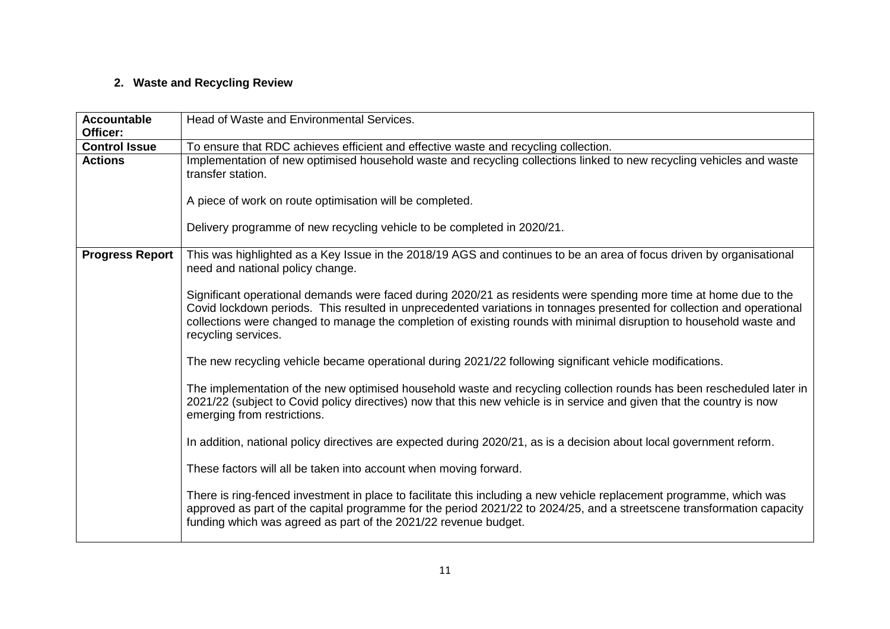## 2. Waste and Recycling Review

| **Accountable Officer:** | Head of Waste and Environmental Services. |
|---|---|
| **Control Issue** | To ensure that RDC achieves efficient and effective waste and recycling collection. |
| **Actions** | Implementation of new optimised household waste and recycling collections linked to new recycling vehicles and waste transfer station.<br><br>A piece of work on route optimisation will be completed.<br><br>Delivery programme of new recycling vehicle to be completed in 2020/21. |
| **Progress Report** | This was highlighted as a Key Issue in the 2018/19 AGS and continues to be an area of focus driven by organisational need and national policy change.<br><br>Significant operational demands were faced during 2020/21 as residents were spending more time at home due to the Covid lockdown periods. This resulted in unprecedented variations in tonnages presented for collection and operational collections were changed to manage the completion of existing rounds with minimal disruption to household waste and recycling services.<br><br>The new recycling vehicle became operational during 2021/22 following significant vehicle modifications.<br><br>The implementation of the new optimised household waste and recycling collection rounds has been rescheduled later in 2021/22 (subject to Covid policy directives) now that this new vehicle is in service and given that the country is now emerging from restrictions.<br><br>In addition, national policy directives are expected during 2020/21, as is a decision about local government reform.<br><br>These factors will all be taken into account when moving forward.<br><br>There is ring-fenced investment in place to facilitate this including a new vehicle replacement programme, which was approved as part of the capital programme for the period 2021/22 to 2024/25, and a streetscene transformation capacity funding which was agreed as part of the 2021/22 revenue budget. |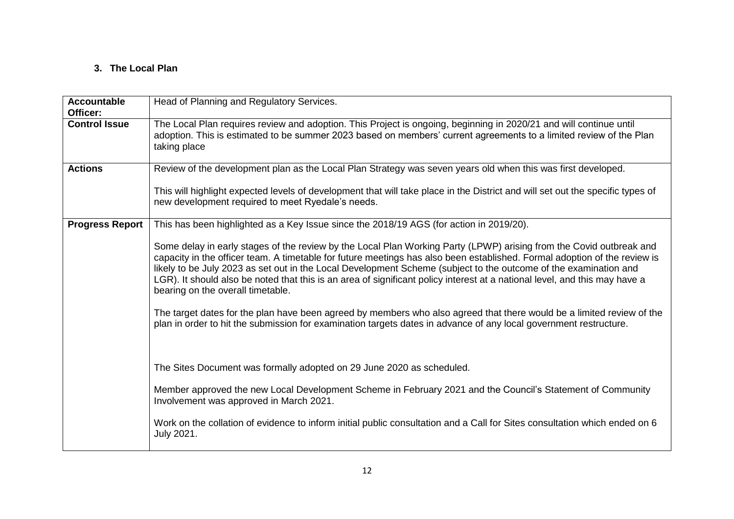### 3. The Local Plan

| **Accountable Officer:** | Head of Planning and Regulatory Services. |
|---|---|
| **Control Issue** | The Local Plan requires review and adoption. This Project is ongoing, beginning in 2020/21 and will continue until adoption. This is estimated to be summer 2023 based on members' current agreements to a limited review of the Plan taking place |
| **Actions** | Review of the development plan as the Local Plan Strategy was seven years old when this was first developed.<br><br>This will highlight expected levels of development that will take place in the District and will set out the specific types of new development required to meet Ryedale's needs. |
| **Progress Report** | This has been highlighted as a Key Issue since the 2018/19 AGS (for action in 2019/20).<br><br>Some delay in early stages of the review by the Local Plan Working Party (LPWP) arising from the Covid outbreak and capacity in the officer team. A timetable for future meetings has also been established. Formal adoption of the review is likely to be July 2023 as set out in the Local Development Scheme (subject to the outcome of the examination and LGR). It should also be noted that this is an area of significant policy interest at a national level, and this may have a bearing on the overall timetable.<br><br>The target dates for the plan have been agreed by members who also agreed that there would be a limited review of the plan in order to hit the submission for examination targets dates in advance of any local government restructure.<br><br>The Sites Document was formally adopted on 29 June 2020 as scheduled.<br><br>Member approved the new Local Development Scheme in February 2021 and the Council's Statement of Community Involvement was approved in March 2021.<br><br>Work on the collation of evidence to inform initial public consultation and a Call for Sites consultation which ended on 6 July 2021. |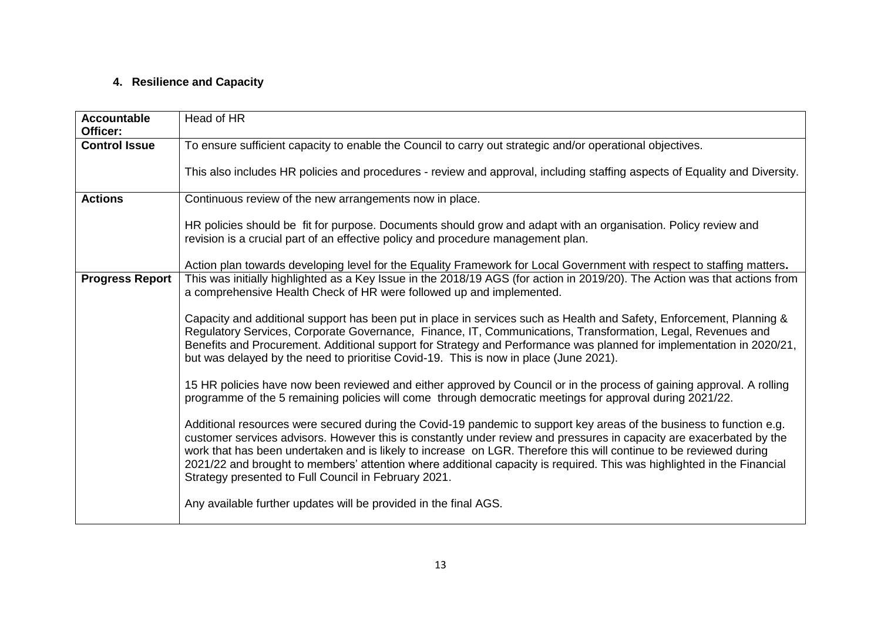## 4. Resilience and Capacity

| **Accountable Officer:** | Head of HR |
|---|---|
| **Control Issue** | To ensure sufficient capacity to enable the Council to carry out strategic and/or operational objectives.<br><br>This also includes HR policies and procedures - review and approval, including staffing aspects of Equality and Diversity. |
| **Actions** | Continuous review of the new arrangements now in place.<br><br>HR policies should be fit for purpose. Documents should grow and adapt with an organisation. Policy review and revision is a crucial part of an effective policy and procedure management plan.<br><br>Action plan towards developing level for the Equality Framework for Local Government with respect to staffing matters**.** |
| **Progress Report** | This was initially highlighted as a Key Issue in the 2018/19 AGS (for action in 2019/20). The Action was that actions from a comprehensive Health Check of HR were followed up and implemented.<br><br>Capacity and additional support has been put in place in services such as Health and Safety, Enforcement, Planning & Regulatory Services, Corporate Governance, Finance, IT, Communications, Transformation, Legal, Revenues and Benefits and Procurement. Additional support for Strategy and Performance was planned for implementation in 2020/21, but was delayed by the need to prioritise Covid-19. This is now in place (June 2021).<br><br>15 HR policies have now been reviewed and either approved by Council or in the process of gaining approval. A rolling programme of the 5 remaining policies will come through democratic meetings for approval during 2021/22.<br><br>Additional resources were secured during the Covid-19 pandemic to support key areas of the business to function e.g. customer services advisors. However this is constantly under review and pressures in capacity are exacerbated by the work that has been undertaken and is likely to increase on LGR. Therefore this will continue to be reviewed during 2021/22 and brought to members' attention where additional capacity is required. This was highlighted in the Financial Strategy presented to Full Council in February 2021.<br><br>Any available further updates will be provided in the final AGS. |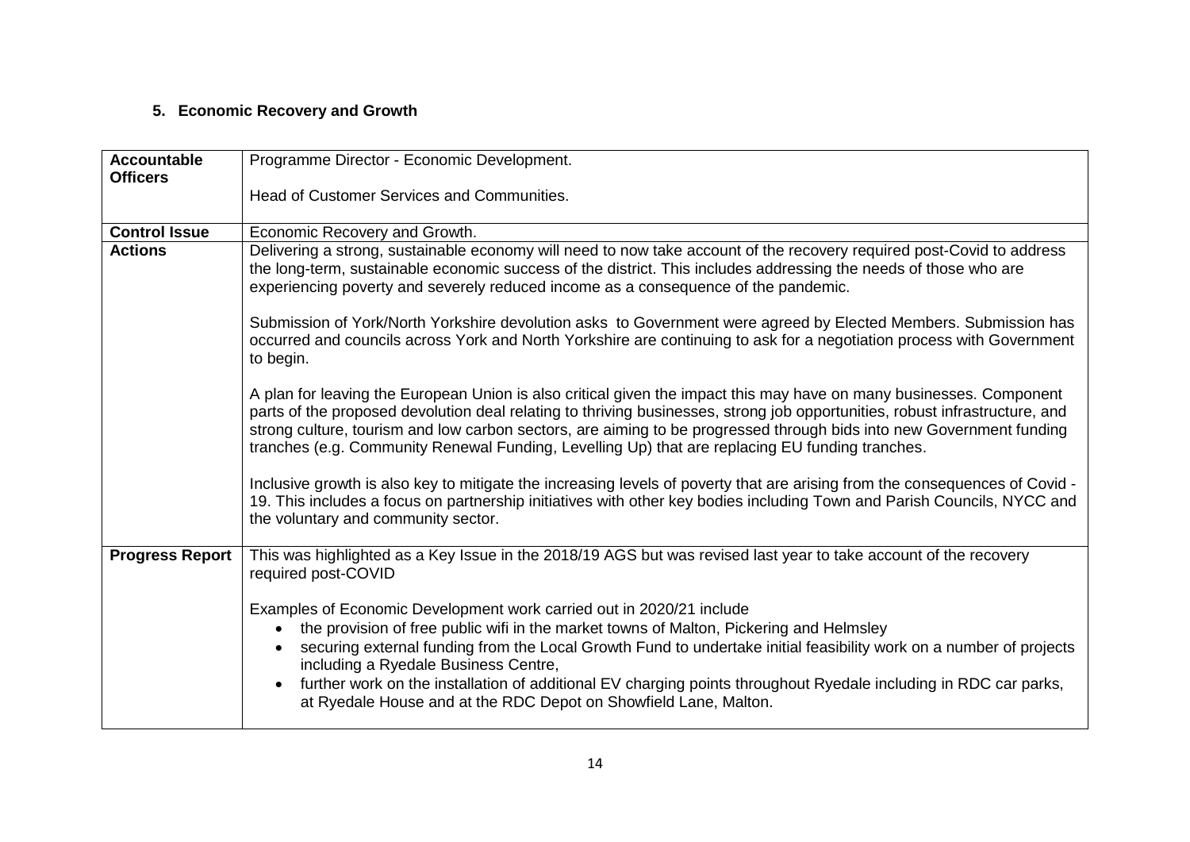### 5. Economic Recovery and Growth

| **Accountable Officers** | Programme Director - Economic Development.<br><br>Head of Customer Services and Communities. |
|---|---|
| **Control Issue** | Economic Recovery and Growth. |
| **Actions** | Delivering a strong, sustainable economy will need to now take account of the recovery required post-Covid to address the long-term, sustainable economic success of the district. This includes addressing the needs of those who are experiencing poverty and severely reduced income as a consequence of the pandemic.<br><br>Submission of York/North Yorkshire devolution asks to Government were agreed by Elected Members. Submission has occurred and councils across York and North Yorkshire are continuing to ask for a negotiation process with Government to begin.<br><br>A plan for leaving the European Union is also critical given the impact this may have on many businesses. Component parts of the proposed devolution deal relating to thriving businesses, strong job opportunities, robust infrastructure, and strong culture, tourism and low carbon sectors, are aiming to be progressed through bids into new Government funding tranches (e.g. Community Renewal Funding, Levelling Up) that are replacing EU funding tranches.<br><br>Inclusive growth is also key to mitigate the increasing levels of poverty that are arising from the consequences of Covid - 19. This includes a focus on partnership initiatives with other key bodies including Town and Parish Councils, NYCC and the voluntary and community sector. |
| **Progress Report** | This was highlighted as a Key Issue in the 2018/19 AGS but was revised last year to take account of the recovery required post-COVID<br><br>Examples of Economic Development work carried out in 2020/21 include<br>• the provision of free public wifi in the market towns of Malton, Pickering and Helmsley<br>• securing external funding from the Local Growth Fund to undertake initial feasibility work on a number of projects including a Ryedale Business Centre,<br>• further work on the installation of additional EV charging points throughout Ryedale including in RDC car parks, at Ryedale House and at the RDC Depot on Showfield Lane, Malton. |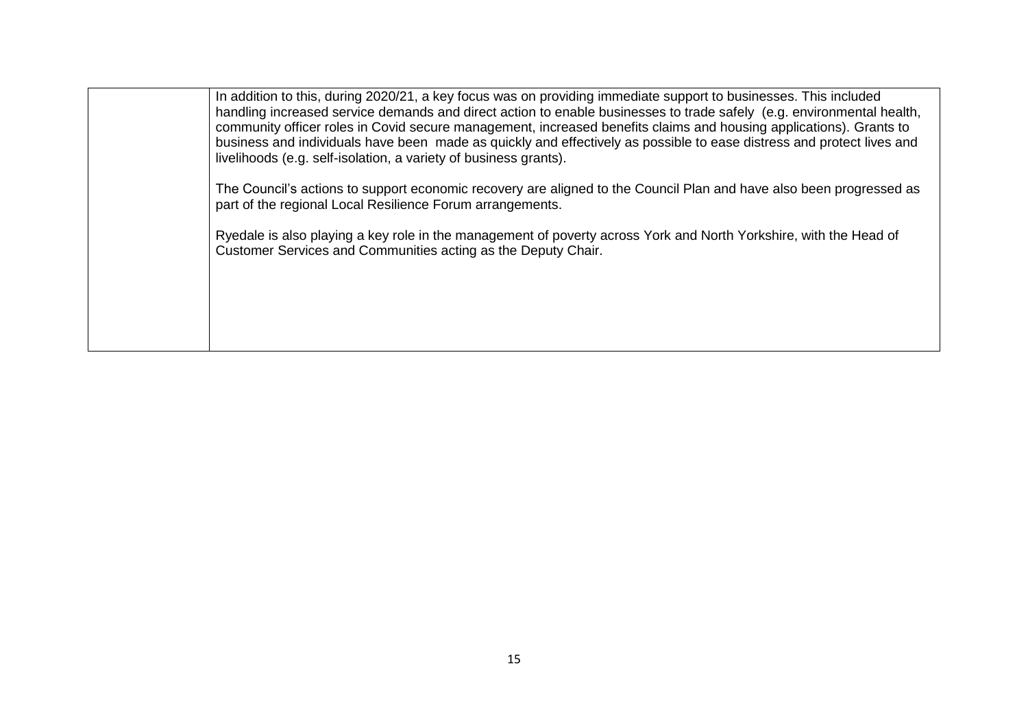| | |
|---|---|
| | In addition to this, during 2020/21, a key focus was on providing immediate support to businesses. This included handling increased service demands and direct action to enable businesses to trade safely (e.g. environmental health, community officer roles in Covid secure management, increased benefits claims and housing applications). Grants to business and individuals have been made as quickly and effectively as possible to ease distress and protect lives and livelihoods (e.g. self-isolation, a variety of business grants).<br><br>The Council's actions to support economic recovery are aligned to the Council Plan and have also been progressed as part of the regional Local Resilience Forum arrangements.<br><br>Ryedale is also playing a key role in the management of poverty across York and North Yorkshire, with the Head of Customer Services and Communities acting as the Deputy Chair. |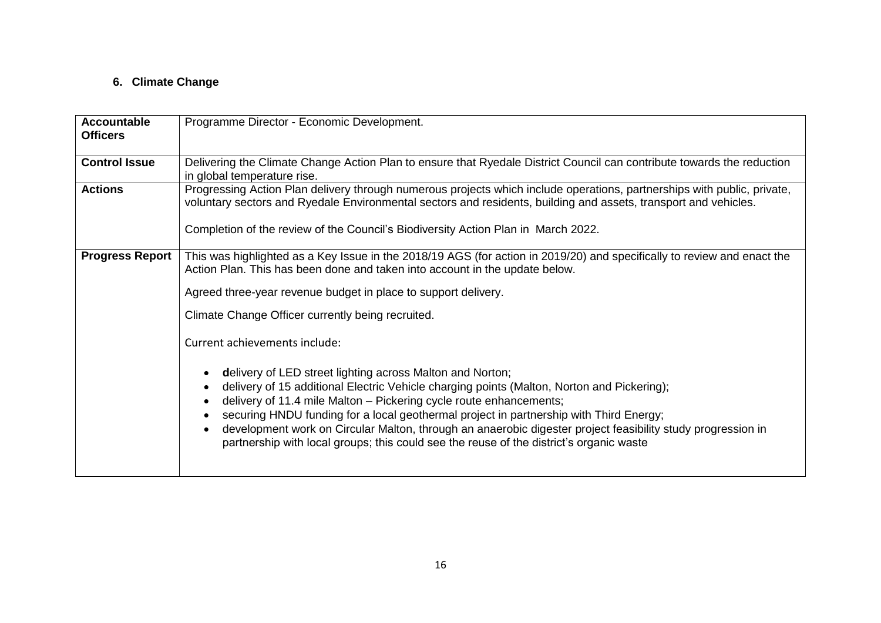## 6. Climate Change

| | |
|---|---|
| **Accountable Officers** | Programme Director - Economic Development. |
| **Control Issue** | Delivering the Climate Change Action Plan to ensure that Ryedale District Council can contribute towards the reduction in global temperature rise. |
| **Actions** | Progressing Action Plan delivery through numerous projects which include operations, partnerships with public, private, voluntary sectors and Ryedale Environmental sectors and residents, building and assets, transport and vehicles.<br><br>Completion of the review of the Council's Biodiversity Action Plan in March 2022. |
| **Progress Report** | This was highlighted as a Key Issue in the 2018/19 AGS (for action in 2019/20) and specifically to review and enact the Action Plan. This has been done and taken into account in the update below.<br><br>Agreed three-year revenue budget in place to support delivery.<br><br>Climate Change Officer currently being recruited.<br><br>Current achievements include:<br><br>• **d**elivery of LED street lighting across Malton and Norton;<br>• delivery of 15 additional Electric Vehicle charging points (Malton, Norton and Pickering);<br>• delivery of 11.4 mile Malton – Pickering cycle route enhancements;<br>• securing HNDU funding for a local geothermal project in partnership with Third Energy;<br>• development work on Circular Malton, through an anaerobic digester project feasibility study progression in partnership with local groups; this could see the reuse of the district's organic waste |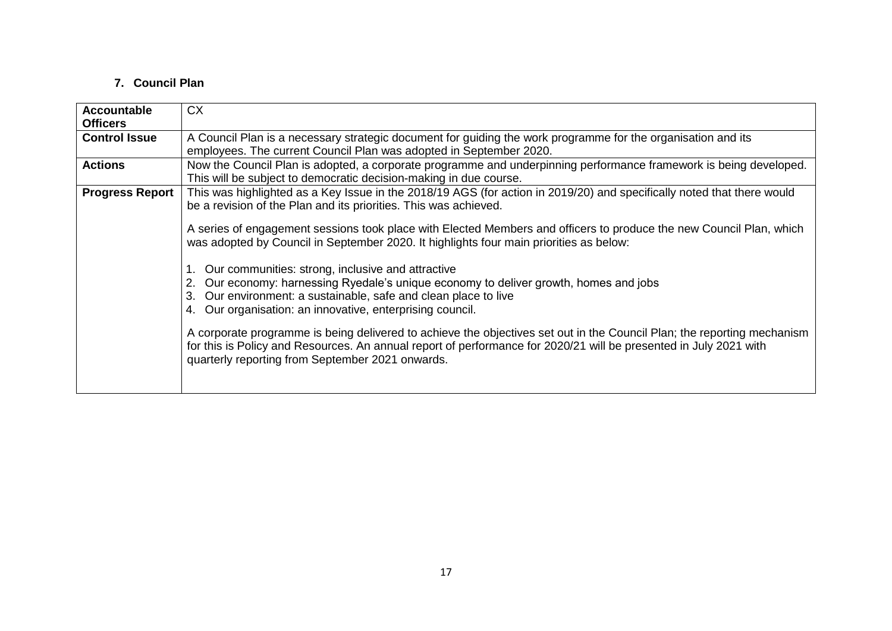## 7. Council Plan

| | |
|---|---|
| **Accountable Officers** | CX |
| **Control Issue** | A Council Plan is a necessary strategic document for guiding the work programme for the organisation and its employees. The current Council Plan was adopted in September 2020. |
| **Actions** | Now the Council Plan is adopted, a corporate programme and underpinning performance framework is being developed. This will be subject to democratic decision-making in due course. |
| **Progress Report** | This was highlighted as a Key Issue in the 2018/19 AGS (for action in 2019/20) and specifically noted that there would be a revision of the Plan and its priorities. This was achieved.<br><br>A series of engagement sessions took place with Elected Members and officers to produce the new Council Plan, which was adopted by Council in September 2020. It highlights four main priorities as below:<br><br>1. Our communities: strong, inclusive and attractive<br>2. Our economy: harnessing Ryedale's unique economy to deliver growth, homes and jobs<br>3. Our environment: a sustainable, safe and clean place to live<br>4. Our organisation: an innovative, enterprising council.<br><br>A corporate programme is being delivered to achieve the objectives set out in the Council Plan; the reporting mechanism for this is Policy and Resources. An annual report of performance for 2020/21 will be presented in July 2021 with quarterly reporting from September 2021 onwards. |